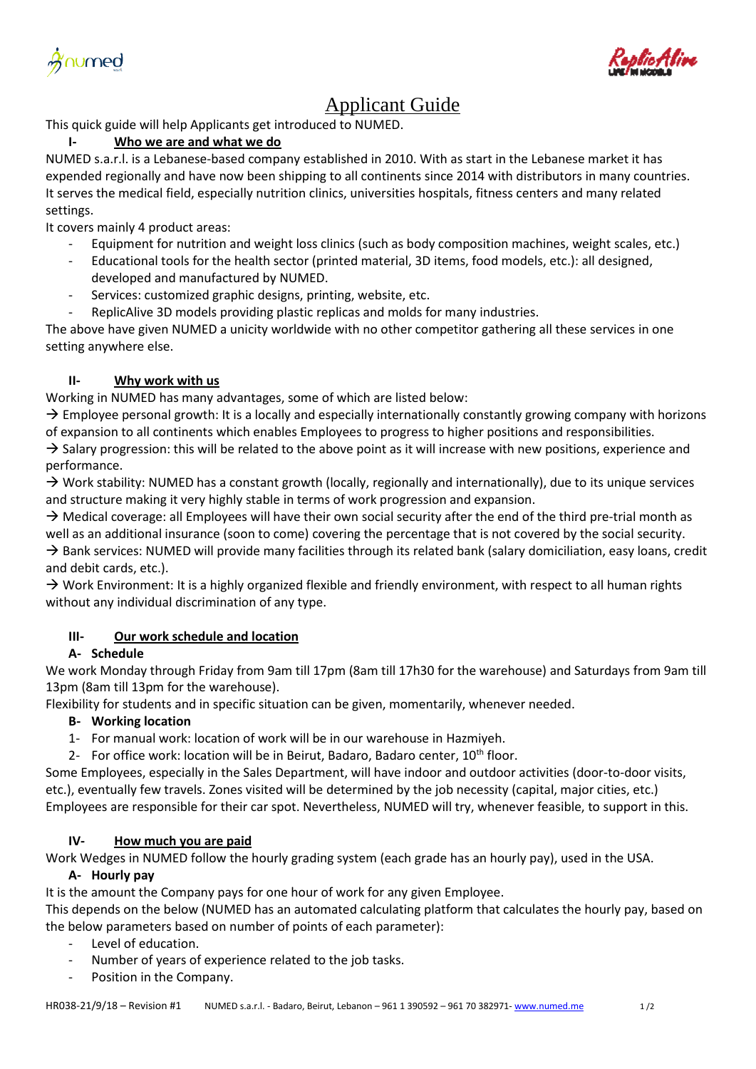# Applicant Guide

This quick guide will help Applicants get introduced to NUMED.

## I- Who we are and what we do

NUMED s.a.r.l. is a Lebanese-based company established in 2010. With as start in the Lebanese market it has expended regionally and have now been shipping to all continents since 2014 with distributors in many countries. It serves the medical field, especially nutrition clinics, universities hospitals, fitness centers and many related settings.

It covers mainly 4 product areas:

- Equipment for nutrition and weight loss clinics (such as body composition machines, weight scales, etc.)
- Educational tools for the health sector (printed material, 3D items, food models, etc.): all designed, developed and manufactured by NUMED.
- Services: customized graphic designs, printing, website, etc.
- ReplicAlive 3D models providing plastic replicas and molds for many industries.

The above have given NUMED a unicity worldwide with no other competitor gathering all these services in one setting anywhere else.

## II- Why work with us

Working in NUMED has many advantages, some of which are listed below:

→ Employee personal growth: It is a locally and especially internationally constantly growing company with horizons of expansion to all continents which enables Employees to progress to higher positions and responsibilities.

→ Salary progression: this will be related to the above point as it will increase with new positions, experience and performance.

→ Work stability: NUMED has a constant growth (locally, regionally and internationally), due to its unique services and structure making it very highly stable in terms of work progression and expansion.

→ Medical coverage: all Employees will have their own social security after the end of the third pre-trial month as well as an additional insurance (soon to come) covering the percentage that is not covered by the social security.

→ Bank services: NUMED will provide many facilities through its related bank (salary domiciliation, easy loans, credit and debit cards, etc.).

→ Work Environment: It is a highly organized flexible and friendly environment, with respect to all human rights without any individual discrimination of any type.

## III- Our work schedule and location

### A- Schedule

We work Monday through Friday from 9am till 17pm (8am till 17h30 for the warehouse) and Saturdays from 9am till 13pm (8am till 13pm for the warehouse).

Flexibility for students and in specific situation can be given, momentarily, whenever needed.

### B- Working location

1- For manual work: location of work will be in our warehouse in Hazmiyeh.
2- For office work: location will be in Beirut, Badaro, Badaro center, 10th floor.

Some Employees, especially in the Sales Department, will have indoor and outdoor activities (door-to-door visits, etc.), eventually few travels. Zones visited will be determined by the job necessity (capital, major cities, etc.)

Employees are responsible for their car spot. Nevertheless, NUMED will try, whenever feasible, to support in this.

## IV- How much you are paid

Work Wedges in NUMED follow the hourly grading system (each grade has an hourly pay), used in the USA.

### A- Hourly pay

It is the amount the Company pays for one hour of work for any given Employee.

This depends on the below (NUMED has an automated calculating platform that calculates the hourly pay, based on the below parameters based on number of points of each parameter):

- Level of education.
- Number of years of experience related to the job tasks.
- Position in the Company.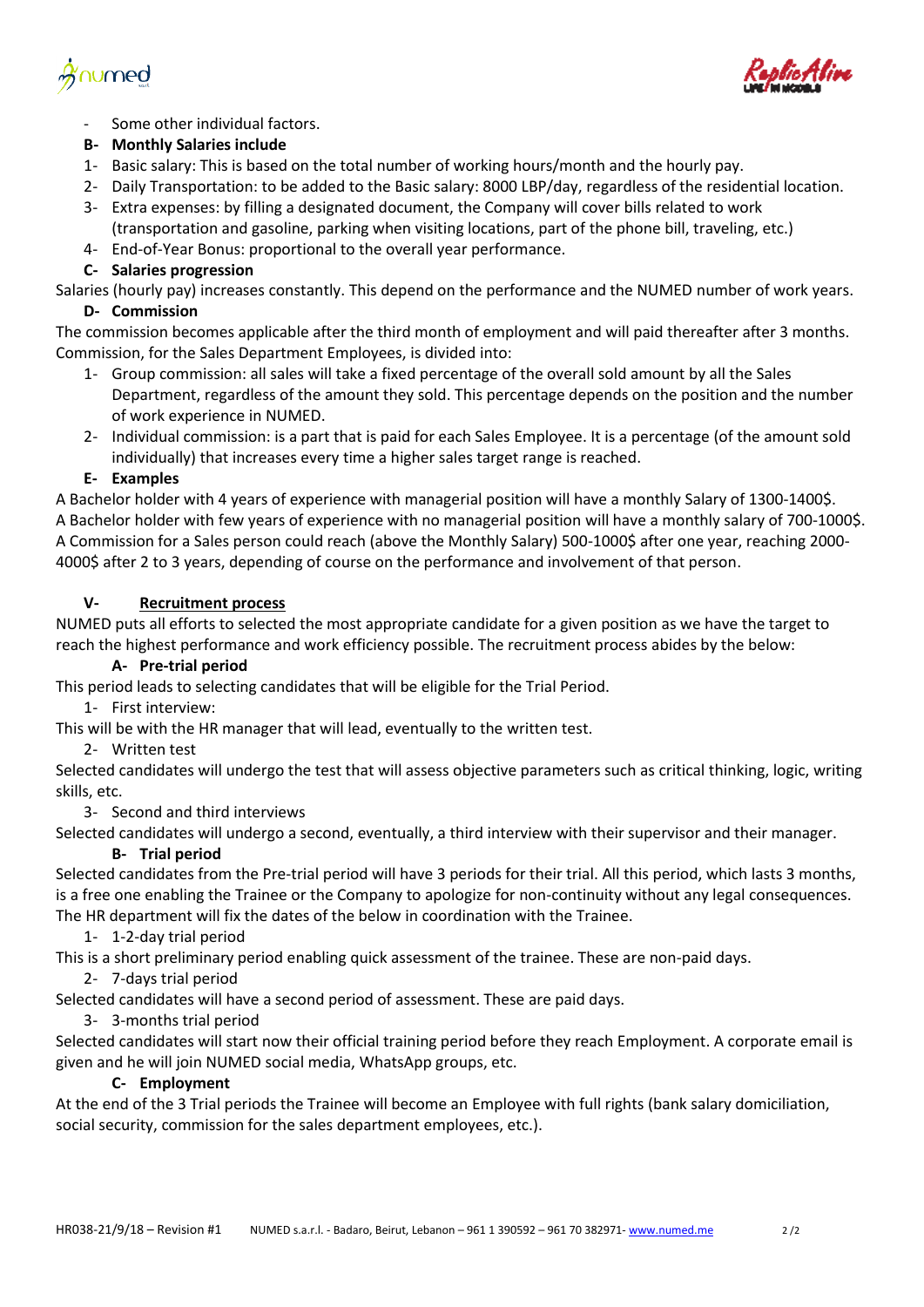- Some other individual factors.

**B- Monthly Salaries include**

1- Basic salary: This is based on the total number of working hours/month and the hourly pay.
2- Daily Transportation: to be added to the Basic salary: 8000 LBP/day, regardless of the residential location.
3- Extra expenses: by filling a designated document, the Company will cover bills related to work (transportation and gasoline, parking when visiting locations, part of the phone bill, traveling, etc.)
4- End-of-Year Bonus: proportional to the overall year performance.

**C- Salaries progression**

Salaries (hourly pay) increases constantly. This depend on the performance and the NUMED number of work years.

**D- Commission**

The commission becomes applicable after the third month of employment and will paid thereafter after 3 months. Commission, for the Sales Department Employees, is divided into:

1- Group commission: all sales will take a fixed percentage of the overall sold amount by all the Sales Department, regardless of the amount they sold. This percentage depends on the position and the number of work experience in NUMED.
2- Individual commission: is a part that is paid for each Sales Employee. It is a percentage (of the amount sold individually) that increases every time a higher sales target range is reached.

**E- Examples**

A Bachelor holder with 4 years of experience with managerial position will have a monthly Salary of 1300-1400$.
A Bachelor holder with few years of experience with no managerial position will have a monthly salary of 700-1000$.
A Commission for a Sales person could reach (above the Monthly Salary) 500-1000$ after one year, reaching 2000-4000$ after 2 to 3 years, depending of course on the performance and involvement of that person.

## V- Recruitment process

NUMED puts all efforts to selected the most appropriate candidate for a given position as we have the target to reach the highest performance and work efficiency possible. The recruitment process abides by the below:

**A- Pre-trial period**

This period leads to selecting candidates that will be eligible for the Trial Period.

1- First interview:

This will be with the HR manager that will lead, eventually to the written test.

2- Written test

Selected candidates will undergo the test that will assess objective parameters such as critical thinking, logic, writing skills, etc.

3- Second and third interviews

Selected candidates will undergo a second, eventually, a third interview with their supervisor and their manager.

**B- Trial period**

Selected candidates from the Pre-trial period will have 3 periods for their trial. All this period, which lasts 3 months, is a free one enabling the Trainee or the Company to apologize for non-continuity without any legal consequences. The HR department will fix the dates of the below in coordination with the Trainee.

1- 1-2-day trial period

This is a short preliminary period enabling quick assessment of the trainee. These are non-paid days.

2- 7-days trial period

Selected candidates will have a second period of assessment. These are paid days.

3- 3-months trial period

Selected candidates will start now their official training period before they reach Employment. A corporate email is given and he will join NUMED social media, WhatsApp groups, etc.

**C- Employment**

At the end of the 3 Trial periods the Trainee will become an Employee with full rights (bank salary domiciliation, social security, commission for the sales department employees, etc.).